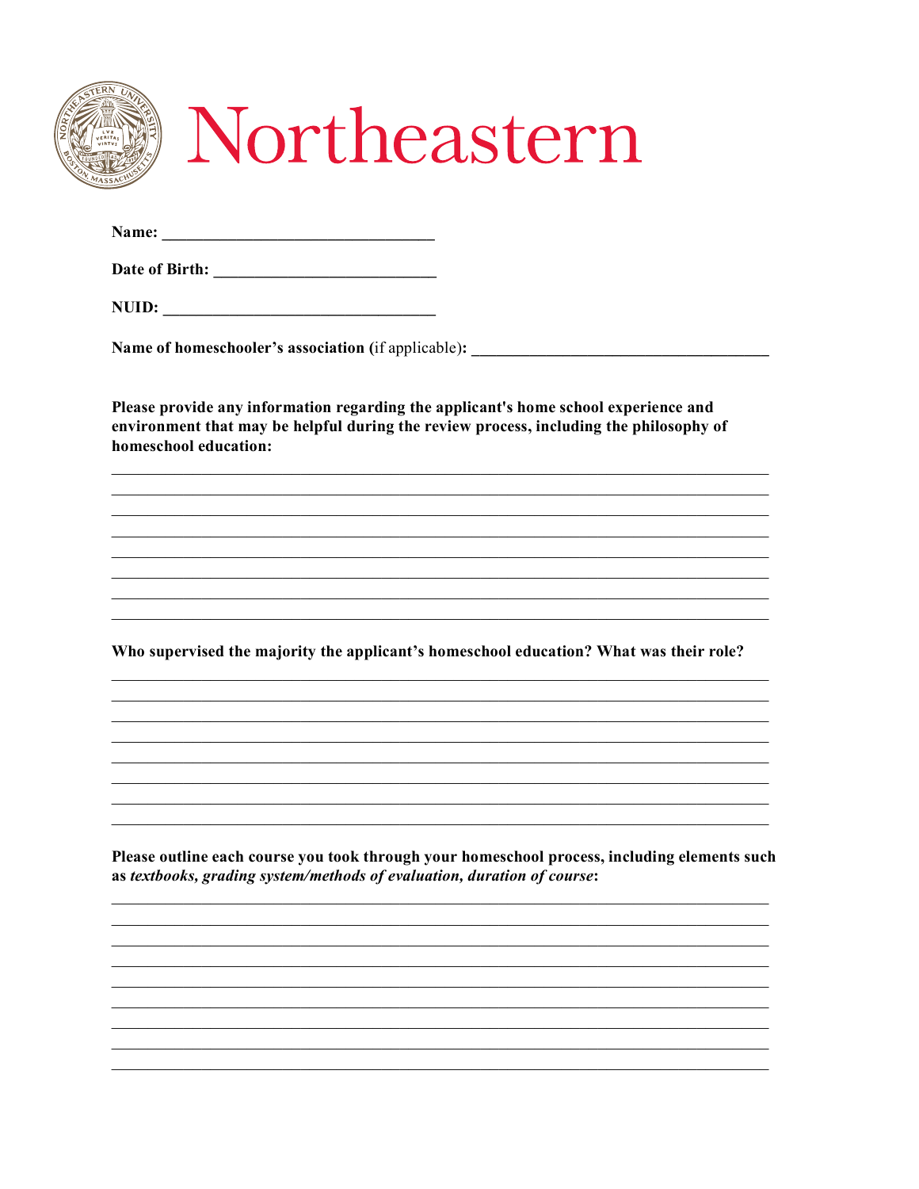# Northeastern

**Name:** ________________________________

**Date of Birth:** __________________________

**NUID:** ________________________________

**Name of homeschooler's association (**if applicable)**:** ___________________________________

**Please provide any information regarding the applicant's home school experience and environment that may be helpful during the review process, including the philosophy of homeschool education:**

_____________________________________________________________________________

_____________________________________________________________________________

_____________________________________________________________________________

_____________________________________________________________________________

_____________________________________________________________________________

_____________________________________________________________________________

_____________________________________________________________________________

_____________________________________________________________________________

**Who supervised the majority the applicant's homeschool education? What was their role?**

_____________________________________________________________________________

_____________________________________________________________________________

_____________________________________________________________________________

_____________________________________________________________________________

_____________________________________________________________________________

_____________________________________________________________________________

_____________________________________________________________________________

_____________________________________________________________________________

**Please outline each course you took through your homeschool process, including elements such as *textbooks, grading system/methods of evaluation, duration of course*:**

_____________________________________________________________________________

_____________________________________________________________________________

_____________________________________________________________________________

_____________________________________________________________________________

_____________________________________________________________________________

_____________________________________________________________________________

_____________________________________________________________________________

_____________________________________________________________________________

_____________________________________________________________________________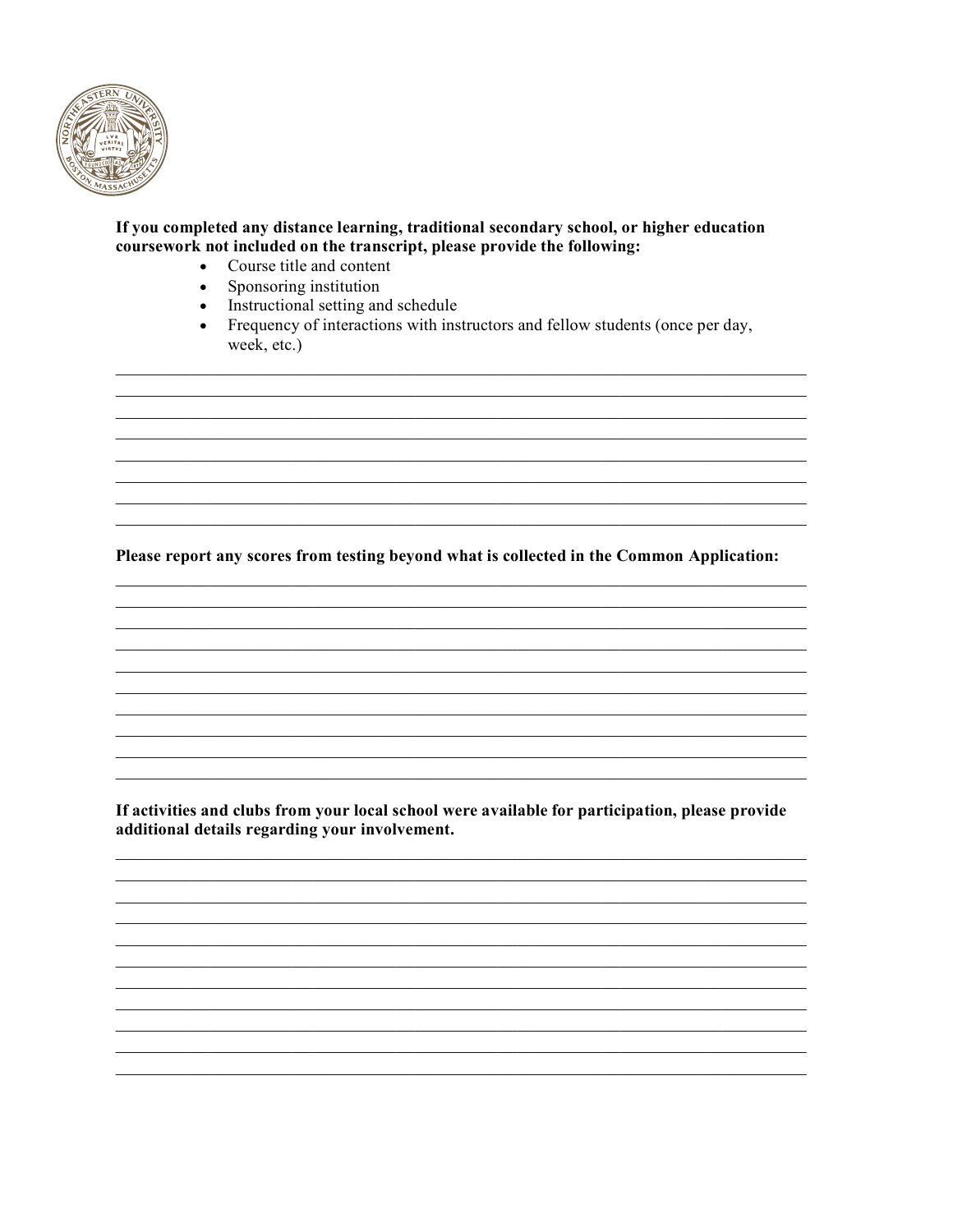**If you completed any distance learning, traditional secondary school, or higher education coursework not included on the transcript, please provide the following:**

- Course title and content
- Sponsoring institution
- Instructional setting and schedule
- Frequency of interactions with instructors and fellow students (once per day, week, etc.)

**Please report any scores from testing beyond what is collected in the Common Application:**

**If activities and clubs from your local school were available for participation, please provide additional details regarding your involvement.**